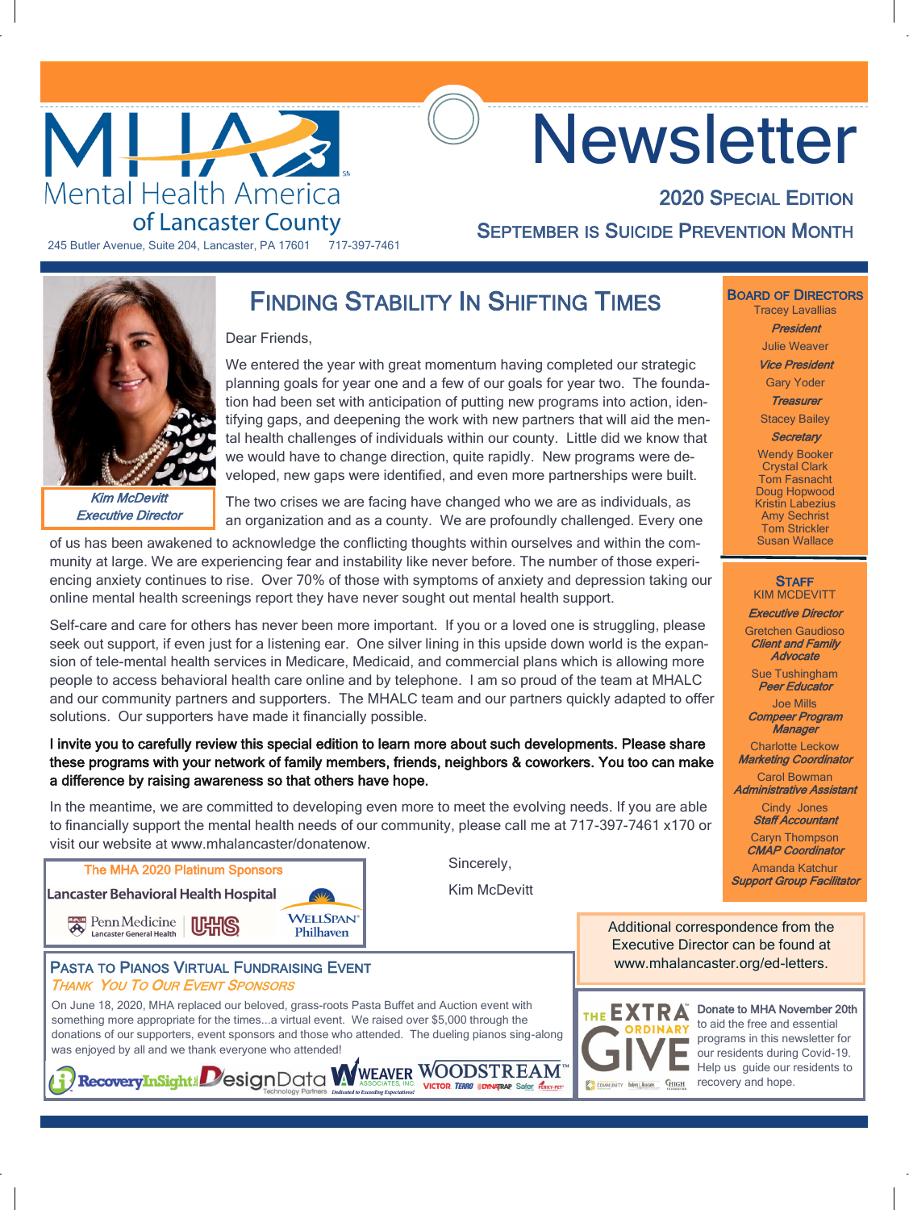# MHA Mental Health America of Lancaster County

245 Butler Avenue, Suite 204, Lancaster, PA 17601 717-397-7461

# Newsletter

## 2020 Special Edition

## September is Suicide Prevention Month

## Finding Stability In Shifting Times

*Kim McDevitt*
*Executive Director*

Dear Friends,

We entered the year with great momentum having completed our strategic planning goals for year one and a few of our goals for year two. The foundation had been set with anticipation of putting new programs into action, identifying gaps, and deepening the work with new partners that will aid the mental health challenges of individuals within our county. Little did we know that we would have to change direction, quite rapidly. New programs were developed, new gaps were identified, and even more partnerships were built.

The two crises we are facing have changed who we are as individuals, as an organization and as a county. We are profoundly challenged. Every one of us has been awakened to acknowledge the conflicting thoughts within ourselves and within the community at large. We are experiencing fear and instability like never before. The number of those experiencing anxiety continues to rise. Over 70% of those with symptoms of anxiety and depression taking our online mental health screenings report they have never sought out mental health support.

Self-care and care for others has never been more important. If you or a loved one is struggling, please seek out support, if even just for a listening ear. One silver lining in this upside down world is the expansion of tele-mental health services in Medicare, Medicaid, and commercial plans which is allowing more people to access behavioral health care online and by telephone. I am so proud of the team at MHALC and our community partners and supporters. The MHALC team and our partners quickly adapted to offer solutions. Our supporters have made it financially possible.

**I invite you to carefully review this special edition to learn more about such developments. Please share these programs with your network of family members, friends, neighbors & coworkers. You too can make a difference by raising awareness so that others have hope.**

In the meantime, we are committed to developing even more to meet the evolving needs. If you are able to financially support the mental health needs of our community, please call me at 717-397-7461 x170 or visit our website at www.mhalancaster/donatenow.

Sincerely,

Kim McDevitt

### The MHA 2020 Platinum Sponsors

Lancaster Behavioral Health Hospital

Penn Medicine Lancaster General Health | UHS | WellSpan Philhaven

### Pasta to Pianos Virtual Fundraising Event

*Thank You To Our Event Sponsors*

On June 18, 2020, MHA replaced our beloved, grass-roots Pasta Buffet and Auction event with something more appropriate for the times...a virtual event. We raised over $5,000 through the donations of our supporters, event sponsors and those who attended. The dueling pianos sing-along was enjoyed by all and we thank everyone who attended!

RecoveryInSight | DesignData Technology Partners | Weaver Associates, Inc. Dedicated to Exceeding Expectations | Woodstream (Victor, Terro, Dynatrap, Safer, Perky-Pet)

### Board of Directors

Tracey Lavallias
*President*

Julie Weaver
*Vice President*

Gary Yoder
*Treasurer*

Stacey Bailey
*Secretary*

Wendy Booker
Crystal Clark
Tom Fasnacht
Doug Hopwood
Kristin Labezius
Amy Sechrist
Tom Strickler
Susan Wallace

### Staff

KIM MCDEVITT
*Executive Director*

Gretchen Gaudioso
*Client and Family Advocate*

Sue Tushingham
*Peer Educator*

Joe Mills
*Compeer Program Manager*

Charlotte Leckow
*Marketing Coordinator*

Carol Bowman
*Administrative Assistant*

Cindy Jones
*Staff Accountant*

Caryn Thompson
*CMAP Coordinator*

Amanda Katchur
*Support Group Facilitator*

Additional correspondence from the Executive Director can be found at www.mhalancaster.org/ed-letters.

The Extraordinary Give

**Donate to MHA November 20th** to aid the free and essential programs in this newsletter for our residents during Covid-19. Help us guide our residents to recovery and hope.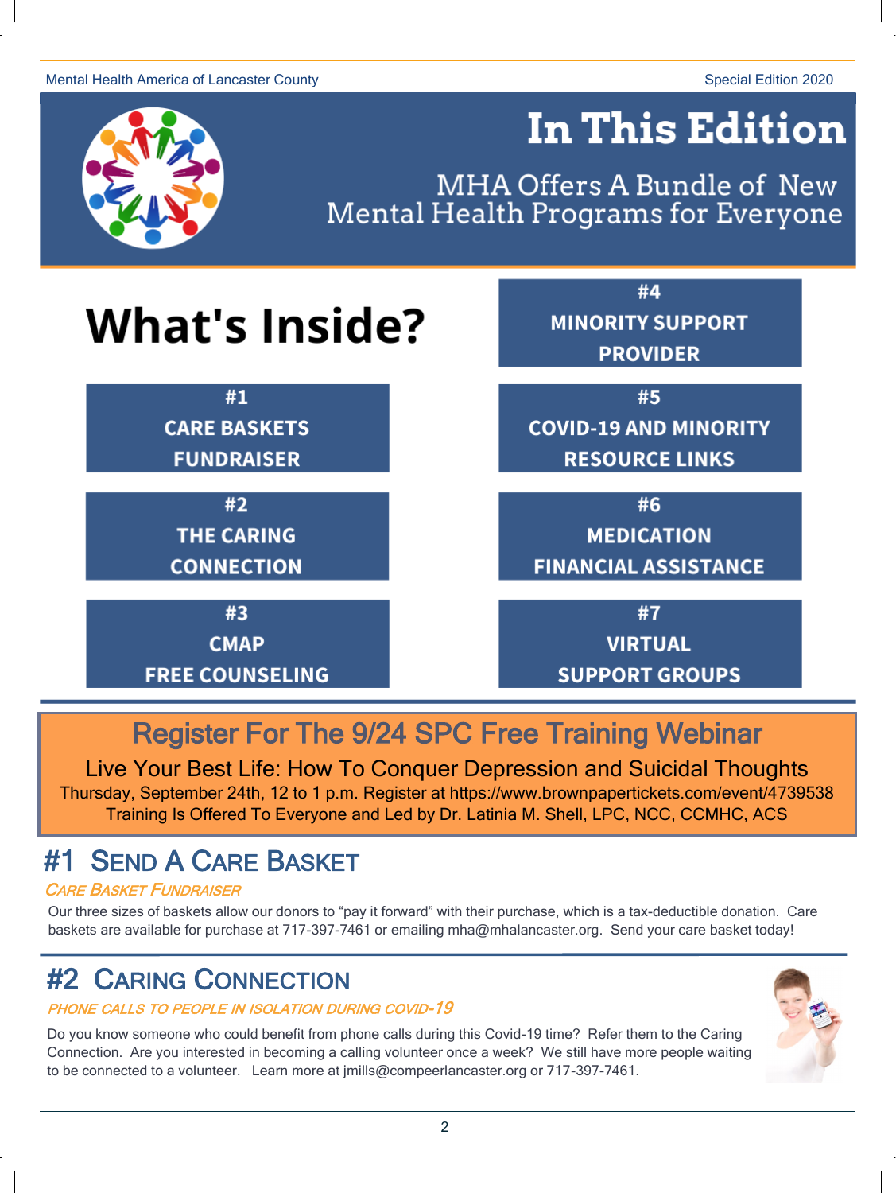# In This Edition

## MHA Offers A Bundle of New Mental Health Programs for Everyone

## What's Inside?

- **#1 CARE BASKETS FUNDRAISER**
- **#2 THE CARING CONNECTION**
- **#3 CMAP FREE COUNSELING**
- **#4 MINORITY SUPPORT PROVIDER**
- **#5 COVID-19 AND MINORITY RESOURCE LINKS**
- **#6 MEDICATION FINANCIAL ASSISTANCE**
- **#7 VIRTUAL SUPPORT GROUPS**

## Register For The 9/24 SPC Free Training Webinar

**Live Your Best Life: How To Conquer Depression and Suicidal Thoughts**

Thursday, September 24th, 12 to 1 p.m. Register at https://www.brownpapertickets.com/event/4739538

Training Is Offered To Everyone and Led by Dr. Latinia M. Shell, LPC, NCC, CCMHC, ACS

## #1 Send A Care Basket

*CARE BASKET FUNDRAISER*

Our three sizes of baskets allow our donors to "pay it forward" with their purchase, which is a tax-deductible donation. Care baskets are available for purchase at 717-397-7461 or emailing mha@mhalancaster.org. Send your care basket today!

## #2 Caring Connection

*PHONE CALLS TO PEOPLE IN ISOLATION DURING COVID-19*

Do you know someone who could benefit from phone calls during this Covid-19 time? Refer them to the Caring Connection. Are you interested in becoming a calling volunteer once a week? We still have more people waiting to be connected to a volunteer. Learn more at jmills@compeerlancaster.org or 717-397-7461.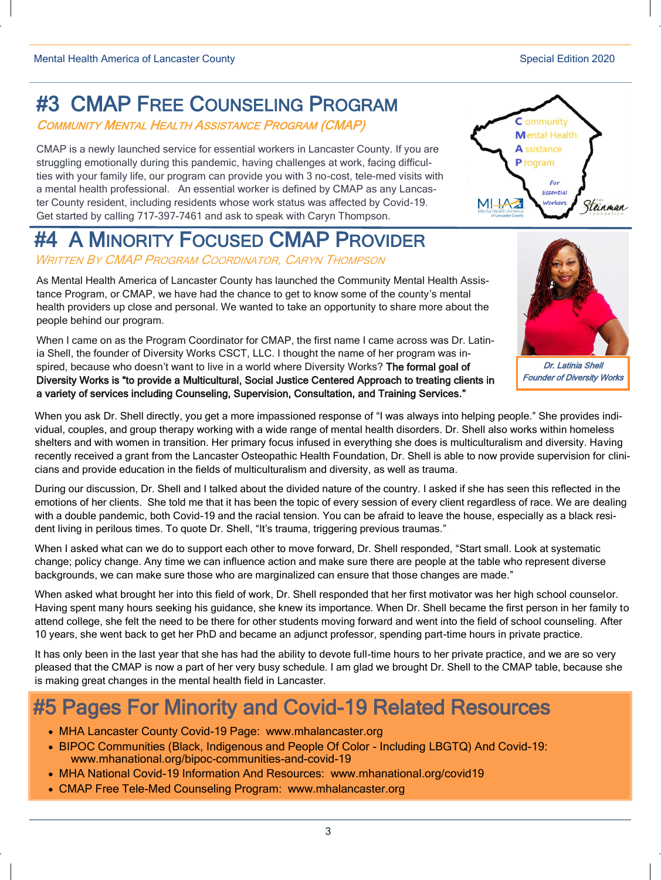// I kept the text inside the CMAP logo graphic and the photo caption.
## #3 CMAP Free Counseling Program

*Community Mental Health Assistance Program (CMAP)*

CMAP is a newly launched service for essential workers in Lancaster County. If you are struggling emotionally during this pandemic, having challenges at work, facing difficulties with your family life, our program can provide you with 3 no-cost, tele-med visits with a mental health professional. An essential worker is defined by CMAP as any Lancaster County resident, including residents whose work status was affected by Covid-19. Get started by calling 717-397-7461 and ask to speak with Caryn Thompson.

Community Mental Health Assistance Program For Essential Workers

## #4 A Minority Focused CMAP Provider

*Written By CMAP Program Coordinator, Caryn Thompson*

As Mental Health America of Lancaster County has launched the Community Mental Health Assistance Program, or CMAP, we have had the chance to get to know some of the county's mental health providers up close and personal. We wanted to take an opportunity to share more about the people behind our program.

When I came on as the Program Coordinator for CMAP, the first name I came across was Dr. Latinia Shell, the founder of Diversity Works CSCT, LLC. I thought the name of her program was inspired, because who doesn't want to live in a world where Diversity Works? **The formal goal of Diversity Works is "to provide a Multicultural, Social Justice Centered Approach to treating clients in a variety of services including Counseling, Supervision, Consultation, and Training Services."**

*Dr. Latinia Shell*
*Founder of Diversity Works*

When you ask Dr. Shell directly, you get a more impassioned response of "I was always into helping people." She provides individual, couples, and group therapy working with a wide range of mental health disorders. Dr. Shell also works within homeless shelters and with women in transition. Her primary focus infused in everything she does is multiculturalism and diversity. Having recently received a grant from the Lancaster Osteopathic Health Foundation, Dr. Shell is able to now provide supervision for clinicians and provide education in the fields of multiculturalism and diversity, as well as trauma.

During our discussion, Dr. Shell and I talked about the divided nature of the country. I asked if she has seen this reflected in the emotions of her clients. She told me that it has been the topic of every session of every client regardless of race. We are dealing with a double pandemic, both Covid-19 and the racial tension. You can be afraid to leave the house, especially as a black resident living in perilous times. To quote Dr. Shell, "It's trauma, triggering previous traumas."

When I asked what can we do to support each other to move forward, Dr. Shell responded, "Start small. Look at systematic change; policy change. Any time we can influence action and make sure there are people at the table who represent diverse backgrounds, we can make sure those who are marginalized can ensure that those changes are made."

When asked what brought her into this field of work, Dr. Shell responded that her first motivator was her high school counselor. Having spent many hours seeking his guidance, she knew its importance. When Dr. Shell became the first person in her family to attend college, she felt the need to be there for other students moving forward and went into the field of school counseling. After 10 years, she went back to get her PhD and became an adjunct professor, spending part-time hours in private practice.

It has only been in the last year that she has had the ability to devote full-time hours to her private practice, and we are so very pleased that the CMAP is now a part of her very busy schedule. I am glad we brought Dr. Shell to the CMAP table, because she is making great changes in the mental health field in Lancaster.

## #5 Pages For Minority and Covid-19 Related Resources

- MHA Lancaster County Covid-19 Page: www.mhalancaster.org
- BIPOC Communities (Black, Indigenous and People Of Color - Including LBGTQ) And Covid-19: www.mhanational.org/bipoc-communities-and-covid-19
- MHA National Covid-19 Information And Resources: www.mhanational.org/covid19
- CMAP Free Tele-Med Counseling Program: www.mhalancaster.org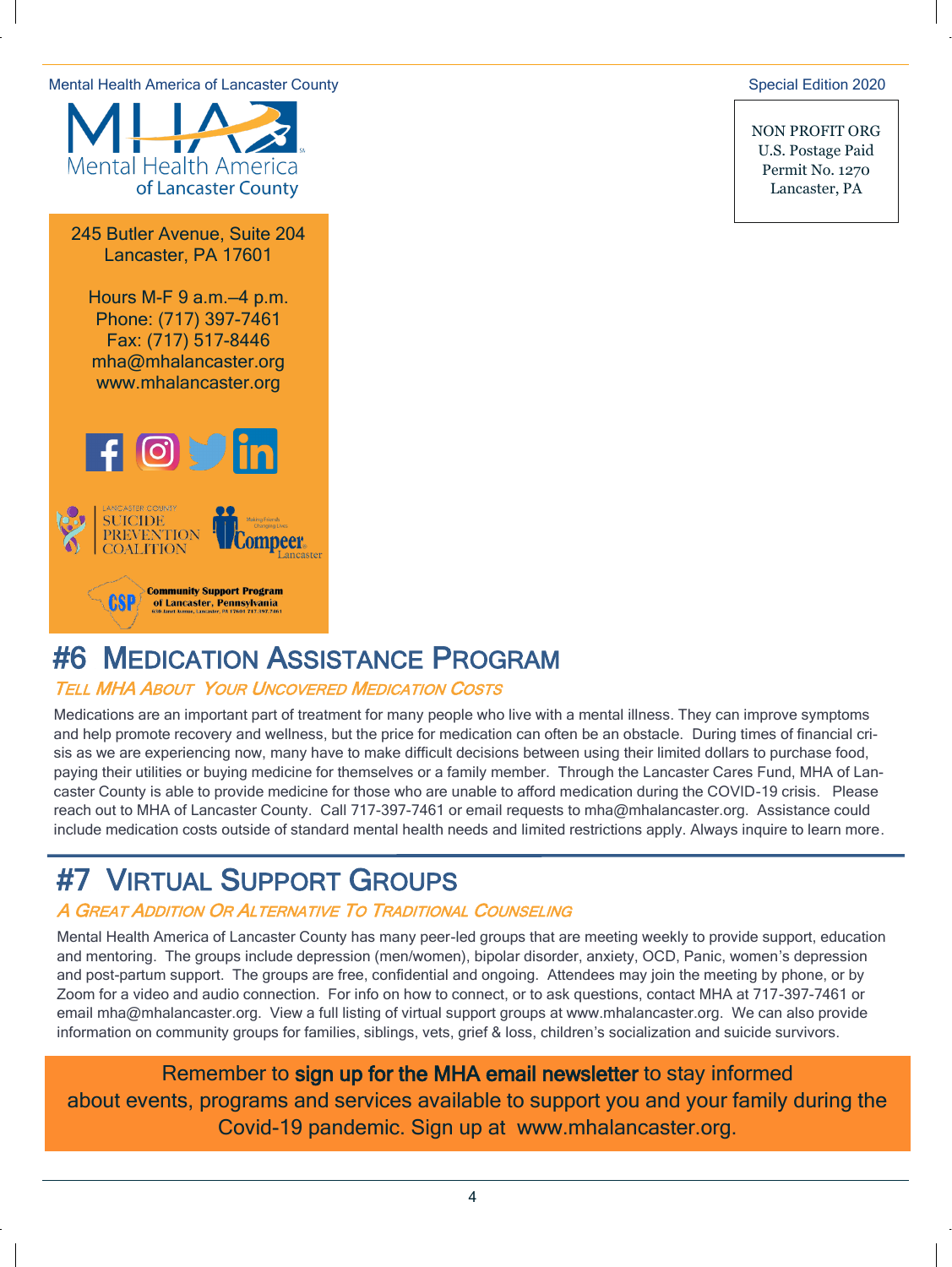Mental Health America of Lancaster County

Special Edition 2020

Mental Health America of Lancaster County

NON PROFIT ORG
U.S. Postage Paid
Permit No. 1270
Lancaster, PA

245 Butler Avenue, Suite 204
Lancaster, PA 17601

Hours M-F 9 a.m.–4 p.m.
Phone: (717) 397-7461
Fax: (717) 517-8446
mha@mhalancaster.org
www.mhalancaster.org

Lancaster County Suicide Prevention Coalition

Compeer Lancaster — Making Friends Changing Lives

Community Support Program of Lancaster, Pennsylvania

# #6 Medication Assistance Program

*Tell MHA About Your Uncovered Medication Costs*

Medications are an important part of treatment for many people who live with a mental illness. They can improve symptoms and help promote recovery and wellness, but the price for medication can often be an obstacle. During times of financial crisis as we are experiencing now, many have to make difficult decisions between using their limited dollars to purchase food, paying their utilities or buying medicine for themselves or a family member. Through the Lancaster Cares Fund, MHA of Lancaster County is able to provide medicine for those who are unable to afford medication during the COVID-19 crisis. Please reach out to MHA of Lancaster County. Call 717-397-7461 or email requests to mha@mhalancaster.org. Assistance could include medication costs outside of standard mental health needs and limited restrictions apply. Always inquire to learn more.

# #7 Virtual Support Groups

*A Great Addition Or Alternative To Traditional Counseling*

Mental Health America of Lancaster County has many peer-led groups that are meeting weekly to provide support, education and mentoring. The groups include depression (men/women), bipolar disorder, anxiety, OCD, Panic, women's depression and post-partum support. The groups are free, confidential and ongoing. Attendees may join the meeting by phone, or by Zoom for a video and audio connection. For info on how to connect, or to ask questions, contact MHA at 717-397-7461 or email mha@mhalancaster.org. View a full listing of virtual support groups at www.mhalancaster.org. We can also provide information on community groups for families, siblings, vets, grief & loss, children's socialization and suicide survivors.

Remember to **sign up for the MHA email newsletter** to stay informed about events, programs and services available to support you and your family during the Covid-19 pandemic. Sign up at www.mhalancaster.org.